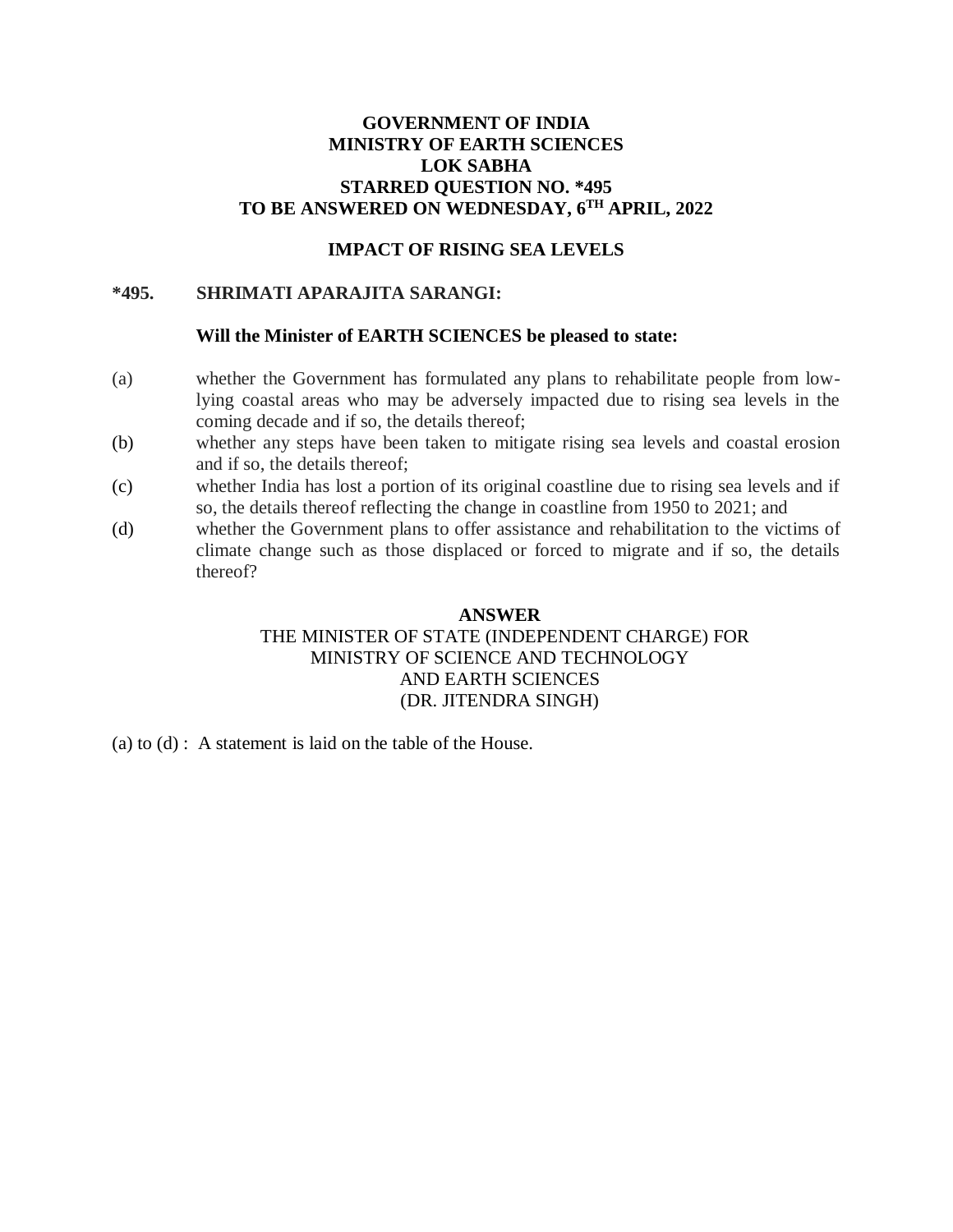**GOVERNMENT OF INDIA**
**MINISTRY OF EARTH SCIENCES**
**LOK SABHA**
**STARRED QUESTION NO. *495**
**TO BE ANSWERED ON WEDNESDAY, 6TH APRIL, 2022**

## IMPACT OF RISING SEA LEVELS

**\*495. SHRIMATI APARAJITA SARANGI:**

**Will the Minister of EARTH SCIENCES be pleased to state:**

(a) whether the Government has formulated any plans to rehabilitate people from low-lying coastal areas who may be adversely impacted due to rising sea levels in the coming decade and if so, the details thereof;

(b) whether any steps have been taken to mitigate rising sea levels and coastal erosion and if so, the details thereof;

(c) whether India has lost a portion of its original coastline due to rising sea levels and if so, the details thereof reflecting the change in coastline from 1950 to 2021; and

(d) whether the Government plans to offer assistance and rehabilitation to the victims of climate change such as those displaced or forced to migrate and if so, the details thereof?

**ANSWER**

THE MINISTER OF STATE (INDEPENDENT CHARGE) FOR
MINISTRY OF SCIENCE AND TECHNOLOGY
AND EARTH SCIENCES
(DR. JITENDRA SINGH)

(a) to (d) : A statement is laid on the table of the House.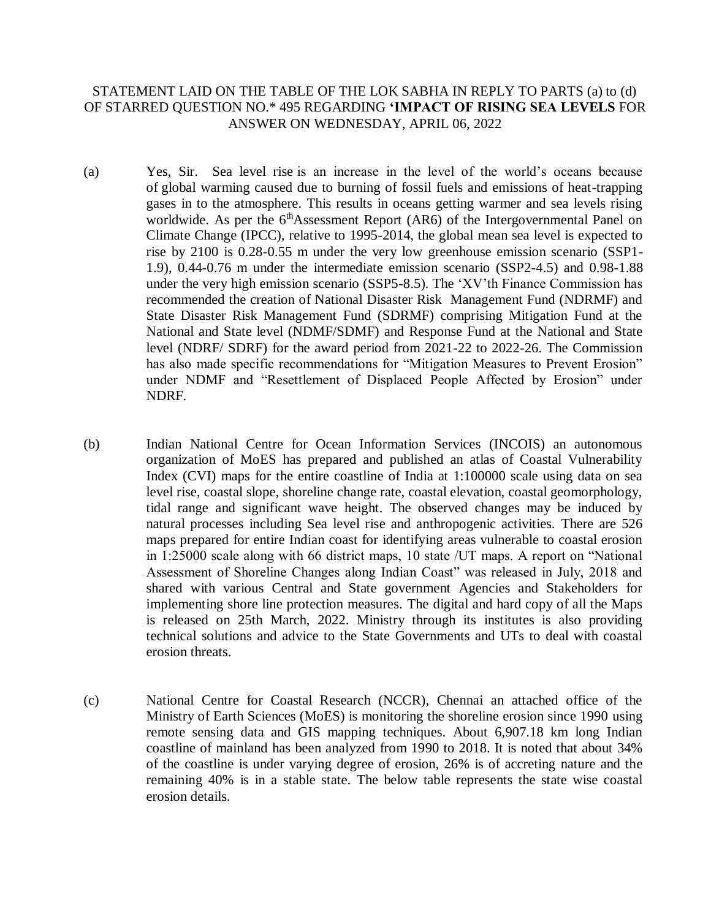STATEMENT LAID ON THE TABLE OF THE LOK SABHA IN REPLY TO PARTS (a) to (d) OF STARRED QUESTION NO.* 495 REGARDING **'IMPACT OF RISING SEA LEVELS** FOR ANSWER ON WEDNESDAY, APRIL 06, 2022

(a) Yes, Sir. Sea level rise is an increase in the level of the world's oceans because of global warming caused due to burning of fossil fuels and emissions of heat-trapping gases in to the atmosphere. This results in oceans getting warmer and sea levels rising worldwide. As per the 6[th]Assessment Report (AR6) of the Intergovernmental Panel on Climate Change (IPCC), relative to 1995-2014, the global mean sea level is expected to rise by 2100 is 0.28-0.55 m under the very low greenhouse emission scenario (SSP1-1.9), 0.44-0.76 m under the intermediate emission scenario (SSP2-4.5) and 0.98-1.88 under the very high emission scenario (SSP5-8.5). The 'XV'th Finance Commission has recommended the creation of National Disaster Risk Management Fund (NDRMF) and State Disaster Risk Management Fund (SDRMF) comprising Mitigation Fund at the National and State level (NDMF/SDMF) and Response Fund at the National and State level (NDRF/ SDRF) for the award period from 2021-22 to 2022-26. The Commission has also made specific recommendations for "Mitigation Measures to Prevent Erosion" under NDMF and "Resettlement of Displaced People Affected by Erosion" under NDRF.

(b) Indian National Centre for Ocean Information Services (INCOIS) an autonomous organization of MoES has prepared and published an atlas of Coastal Vulnerability Index (CVI) maps for the entire coastline of India at 1:100000 scale using data on sea level rise, coastal slope, shoreline change rate, coastal elevation, coastal geomorphology, tidal range and significant wave height. The observed changes may be induced by natural processes including Sea level rise and anthropogenic activities. There are 526 maps prepared for entire Indian coast for identifying areas vulnerable to coastal erosion in 1:25000 scale along with 66 district maps, 10 state /UT maps. A report on "National Assessment of Shoreline Changes along Indian Coast" was released in July, 2018 and shared with various Central and State government Agencies and Stakeholders for implementing shore line protection measures. The digital and hard copy of all the Maps is released on 25th March, 2022. Ministry through its institutes is also providing technical solutions and advice to the State Governments and UTs to deal with coastal erosion threats.

(c) National Centre for Coastal Research (NCCR), Chennai an attached office of the Ministry of Earth Sciences (MoES) is monitoring the shoreline erosion since 1990 using remote sensing data and GIS mapping techniques. About 6,907.18 km long Indian coastline of mainland has been analyzed from 1990 to 2018. It is noted that about 34% of the coastline is under varying degree of erosion, 26% is of accreting nature and the remaining 40% is in a stable state. The below table represents the state wise coastal erosion details.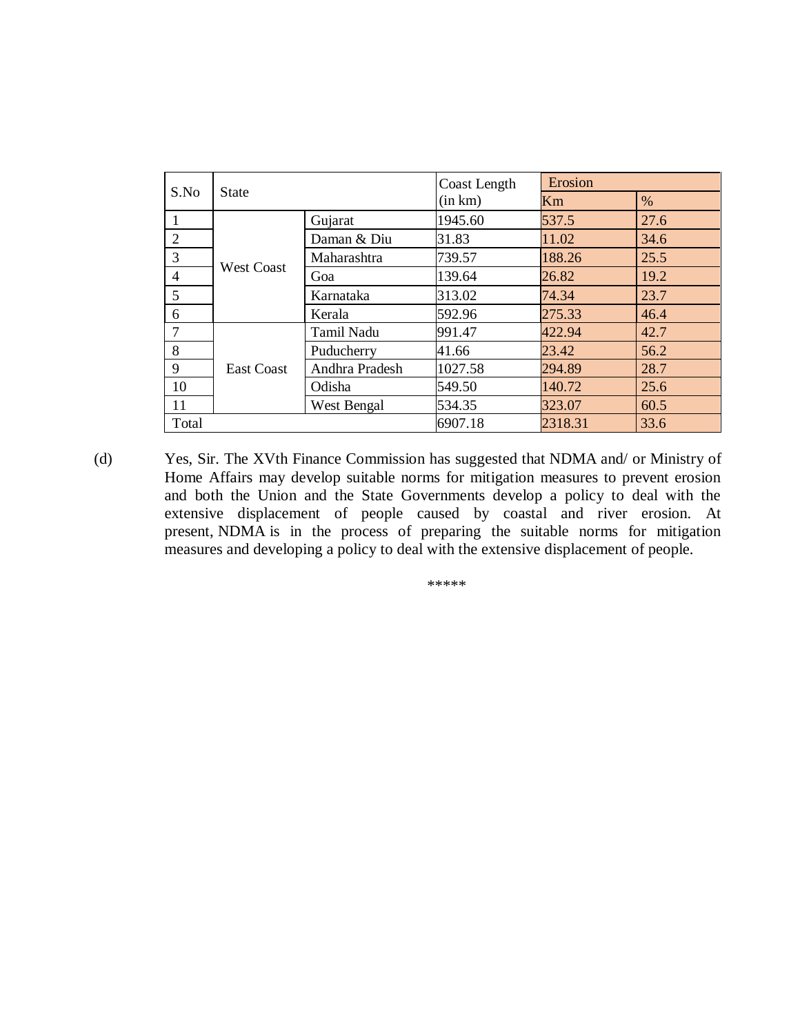| S.No | State | | Coast Length (in km) | Erosion | |
|---|---|---|---|---|---|
| | | | | Km | % |
| 1 | West Coast | Gujarat | 1945.60 | 537.5 | 27.6 |
| 2 | | Daman & Diu | 31.83 | 11.02 | 34.6 |
| 3 | | Maharashtra | 739.57 | 188.26 | 25.5 |
| 4 | | Goa | 139.64 | 26.82 | 19.2 |
| 5 | | Karnataka | 313.02 | 74.34 | 23.7 |
| 6 | | Kerala | 592.96 | 275.33 | 46.4 |
| 7 | East Coast | Tamil Nadu | 991.47 | 422.94 | 42.7 |
| 8 | | Puducherry | 41.66 | 23.42 | 56.2 |
| 9 | | Andhra Pradesh | 1027.58 | 294.89 | 28.7 |
| 10 | | Odisha | 549.50 | 140.72 | 25.6 |
| 11 | | West Bengal | 534.35 | 323.07 | 60.5 |
| Total | | | 6907.18 | 2318.31 | 33.6 |

(d) Yes, Sir. The XVth Finance Commission has suggested that NDMA and/ or Ministry of Home Affairs may develop suitable norms for mitigation measures to prevent erosion and both the Union and the State Governments develop a policy to deal with the extensive displacement of people caused by coastal and river erosion. At present, NDMA is in the process of preparing the suitable norms for mitigation measures and developing a policy to deal with the extensive displacement of people.

*****